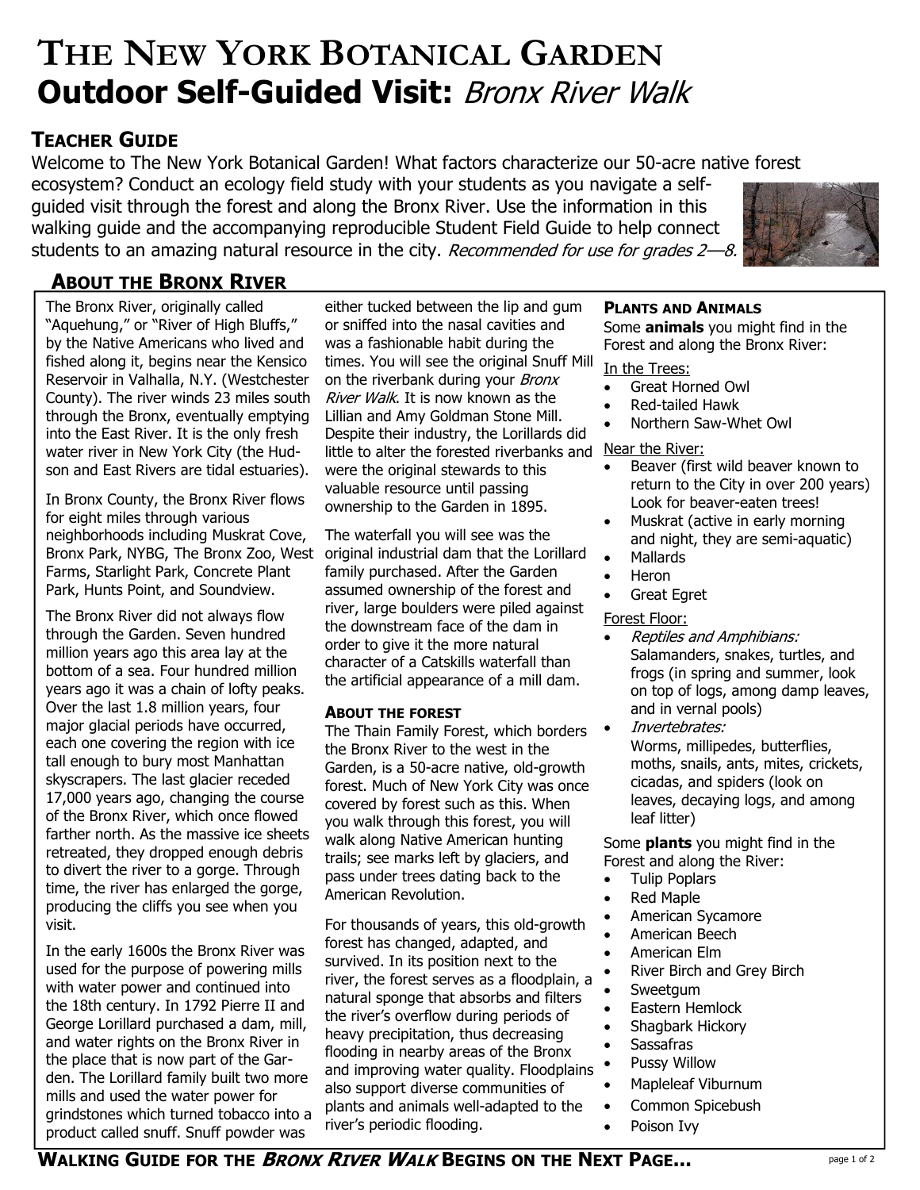# THE NEW YORK BOTANICAL GARDEN
# Outdoor Self-Guided Visit: *Bronx River Walk*

## TEACHER GUIDE

Welcome to The New York Botanical Garden! What factors characterize our 50-acre native forest ecosystem? Conduct an ecology field study with your students as you navigate a self-guided visit through the forest and along the Bronx River. Use the information in this walking guide and the accompanying reproducible Student Field Guide to help connect students to an amazing natural resource in the city. *Recommended for use for grades 2—8.*

## ABOUT THE BRONX RIVER

The Bronx River, originally called "Aquehung," or "River of High Bluffs," by the Native Americans who lived and fished along it, begins near the Kensico Reservoir in Valhalla, N.Y. (Westchester County). The river winds 23 miles south through the Bronx, eventually emptying into the East River. It is the only fresh water river in New York City (the Hudson and East Rivers are tidal estuaries).

In Bronx County, the Bronx River flows for eight miles through various neighborhoods including Muskrat Cove, Bronx Park, NYBG, The Bronx Zoo, West Farms, Starlight Park, Concrete Plant Park, Hunts Point, and Soundview.

The Bronx River did not always flow through the Garden. Seven hundred million years ago this area lay at the bottom of a sea. Four hundred million years ago it was a chain of lofty peaks. Over the last 1.8 million years, four major glacial periods have occurred, each one covering the region with ice tall enough to bury most Manhattan skyscrapers. The last glacier receded 17,000 years ago, changing the course of the Bronx River, which once flowed farther north. As the massive ice sheets retreated, they dropped enough debris to divert the river to a gorge. Through time, the river has enlarged the gorge, producing the cliffs you see when you visit.

In the early 1600s the Bronx River was used for the purpose of powering mills with water power and continued into the 18th century. In 1792 Pierre II and George Lorillard purchased a dam, mill, and water rights on the Bronx River in the place that is now part of the Garden. The Lorillard family built two more mills and used the water power for grindstones which turned tobacco into a product called snuff. Snuff powder was either tucked between the lip and gum or sniffed into the nasal cavities and was a fashionable habit during the times. You will see the original Snuff Mill on the riverbank during your *Bronx River Walk*. It is now known as the Lillian and Amy Goldman Stone Mill. Despite their industry, the Lorillards did little to alter the forested riverbanks and were the original stewards to this valuable resource until passing ownership to the Garden in 1895.

The waterfall you will see was the original industrial dam that the Lorillard family purchased. After the Garden assumed ownership of the forest and river, large boulders were piled against the downstream face of the dam in order to give it the more natural character of a Catskills waterfall than the artificial appearance of a mill dam.

### ABOUT THE FOREST

The Thain Family Forest, which borders the Bronx River to the west in the Garden, is a 50-acre native, old-growth forest. Much of New York City was once covered by forest such as this. When you walk through this forest, you will walk along Native American hunting trails; see marks left by glaciers, and pass under trees dating back to the American Revolution.

For thousands of years, this old-growth forest has changed, adapted, and survived. In its position next to the river, the forest serves as a floodplain, a natural sponge that absorbs and filters the river's overflow during periods of heavy precipitation, thus decreasing flooding in nearby areas of the Bronx and improving water quality. Floodplains also support diverse communities of plants and animals well-adapted to the river's periodic flooding.

### PLANTS AND ANIMALS

Some **animals** you might find in the Forest and along the Bronx River:

In the Trees:
- Great Horned Owl
- Red-tailed Hawk
- Northern Saw-Whet Owl

Near the River:
- Beaver (first wild beaver known to return to the City in over 200 years) Look for beaver-eaten trees!
- Muskrat (active in early morning and night, they are semi-aquatic)
- Mallards
- Heron
- Great Egret

Forest Floor:
- *Reptiles and Amphibians:* Salamanders, snakes, turtles, and frogs (in spring and summer, look on top of logs, among damp leaves, and in vernal pools)
- *Invertebrates:* Worms, millipedes, butterflies, moths, snails, ants, mites, crickets, cicadas, and spiders (look on leaves, decaying logs, and among leaf litter)

Some **plants** you might find in the Forest and along the River:
- Tulip Poplars
- Red Maple
- American Sycamore
- American Beech
- American Elm
- River Birch and Grey Birch
- Sweetgum
- Eastern Hemlock
- Shagbark Hickory
- Sassafras
- Pussy Willow
- Mapleleaf Viburnum
- Common Spicebush
- Poison Ivy

**WALKING GUIDE FOR THE *BRONX RIVER WALK* BEGINS ON THE NEXT PAGE...**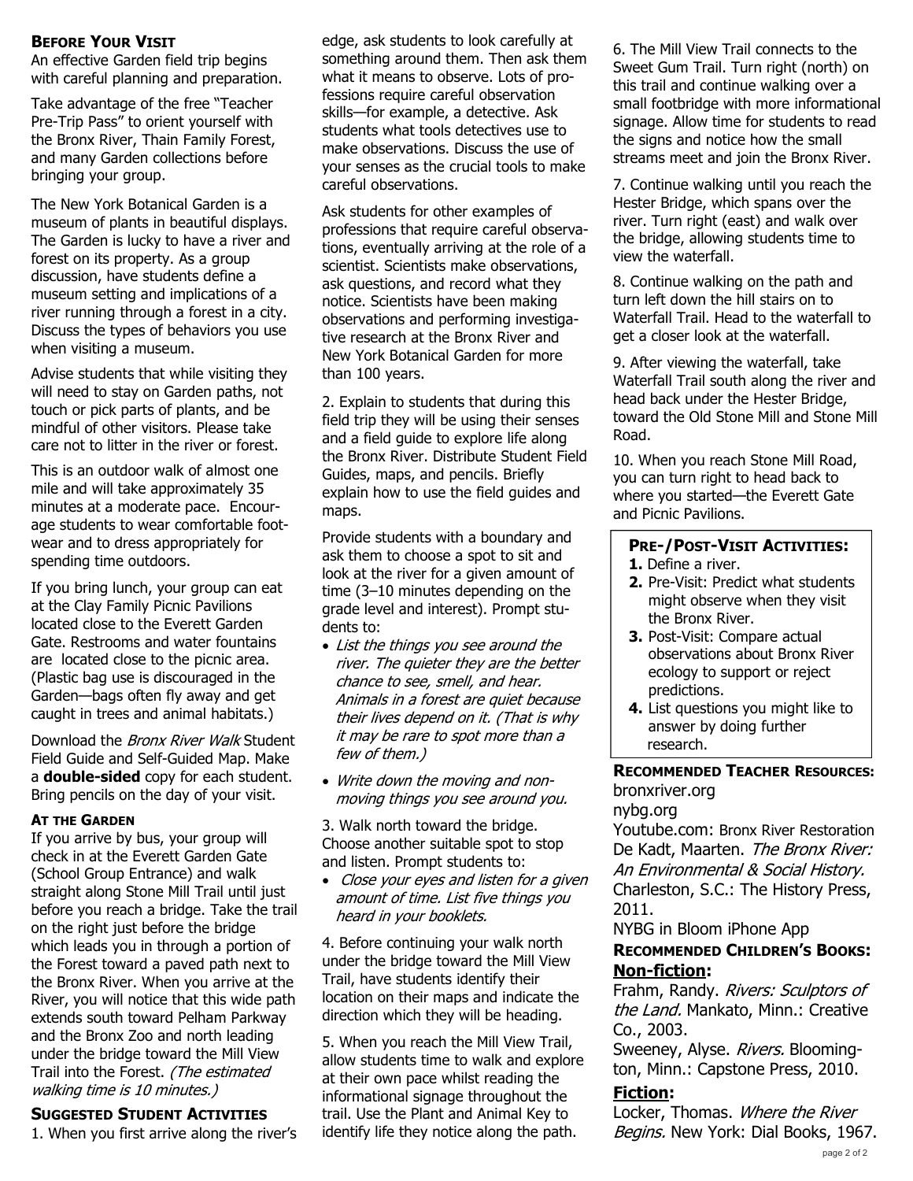## Before Your Visit

An effective Garden field trip begins with careful planning and preparation.

Take advantage of the free "Teacher Pre-Trip Pass" to orient yourself with the Bronx River, Thain Family Forest, and many Garden collections before bringing your group.

The New York Botanical Garden is a museum of plants in beautiful displays. The Garden is lucky to have a river and forest on its property. As a group discussion, have students define a museum setting and implications of a river running through a forest in a city. Discuss the types of behaviors you use when visiting a museum.

Advise students that while visiting they will need to stay on Garden paths, not touch or pick parts of plants, and be mindful of other visitors. Please take care not to litter in the river or forest.

This is an outdoor walk of almost one mile and will take approximately 35 minutes at a moderate pace. Encourage students to wear comfortable footwear and to dress appropriately for spending time outdoors.

If you bring lunch, your group can eat at the Clay Family Picnic Pavilions located close to the Everett Garden Gate. Restrooms and water fountains are located close to the picnic area. (Plastic bag use is discouraged in the Garden—bags often fly away and get caught in trees and animal habitats.)

Download the *Bronx River Walk* Student Field Guide and Self-Guided Map. Make a **double-sided** copy for each student. Bring pencils on the day of your visit.

### At the Garden

If you arrive by bus, your group will check in at the Everett Garden Gate (School Group Entrance) and walk straight along Stone Mill Trail until just before you reach a bridge. Take the trail on the right just before the bridge which leads you in through a portion of the Forest toward a paved path next to the Bronx River. When you arrive at the River, you will notice that this wide path extends south toward Pelham Parkway and the Bronx Zoo and north leading under the bridge toward the Mill View Trail into the Forest. *(The estimated walking time is 10 minutes.)*

## Suggested Student Activities

1. When you first arrive along the river's edge, ask students to look carefully at something around them. Then ask them what it means to observe. Lots of professions require careful observation skills—for example, a detective. Ask students what tools detectives use to make observations. Discuss the use of your senses as the crucial tools to make careful observations.

Ask students for other examples of professions that require careful observations, eventually arriving at the role of a scientist. Scientists make observations, ask questions, and record what they notice. Scientists have been making observations and performing investigative research at the Bronx River and New York Botanical Garden for more than 100 years.

2. Explain to students that during this field trip they will be using their senses and a field guide to explore life along the Bronx River. Distribute Student Field Guides, maps, and pencils. Briefly explain how to use the field guides and maps.

Provide students with a boundary and ask them to choose a spot to sit and look at the river for a given amount of time (3–10 minutes depending on the grade level and interest). Prompt students to:

- *List the things you see around the river. The quieter they are the better chance to see, smell, and hear. Animals in a forest are quiet because their lives depend on it. (That is why it may be rare to spot more than a few of them.)*
- *Write down the moving and non-moving things you see around you.*

3. Walk north toward the bridge. Choose another suitable spot to stop and listen. Prompt students to:

- *Close your eyes and listen for a given amount of time. List five things you heard in your booklets.*

4. Before continuing your walk north under the bridge toward the Mill View Trail, have students identify their location on their maps and indicate the direction which they will be heading.

5. When you reach the Mill View Trail, allow students time to walk and explore at their own pace whilst reading the informational signage throughout the trail. Use the Plant and Animal Key to identify life they notice along the path.

6. The Mill View Trail connects to the Sweet Gum Trail. Turn right (north) on this trail and continue walking over a small footbridge with more informational signage. Allow time for students to read the signs and notice how the small streams meet and join the Bronx River.

7. Continue walking until you reach the Hester Bridge, which spans over the river. Turn right (east) and walk over the bridge, allowing students time to view the waterfall.

8. Continue walking on the path and turn left down the hill stairs on to Waterfall Trail. Head to the waterfall to get a closer look at the waterfall.

9. After viewing the waterfall, take Waterfall Trail south along the river and head back under the Hester Bridge, toward the Old Stone Mill and Stone Mill Road.

10. When you reach Stone Mill Road, you can turn right to head back to where you started—the Everett Gate and Picnic Pavilions.

### Pre-/Post-Visit Activities:

1. Define a river.
2. Pre-Visit: Predict what students might observe when they visit the Bronx River.
3. Post-Visit: Compare actual observations about Bronx River ecology to support or reject predictions.
4. List questions you might like to answer by doing further research.

### Recommended Teacher Resources:

bronxriver.org

nybg.org

Youtube.com: Bronx River Restoration

De Kadt, Maarten. *The Bronx River: An Environmental & Social History.* Charleston, S.C.: The History Press, 2011.

NYBG in Bloom iPhone App

### Recommended Children's Books:

**Non-fiction:**

Frahm, Randy. *Rivers: Sculptors of the Land.* Mankato, Minn.: Creative Co., 2003.

Sweeney, Alyse. *Rivers.* Bloomington, Minn.: Capstone Press, 2010.

**Fiction:**

Locker, Thomas. *Where the River Begins.* New York: Dial Books, 1967.